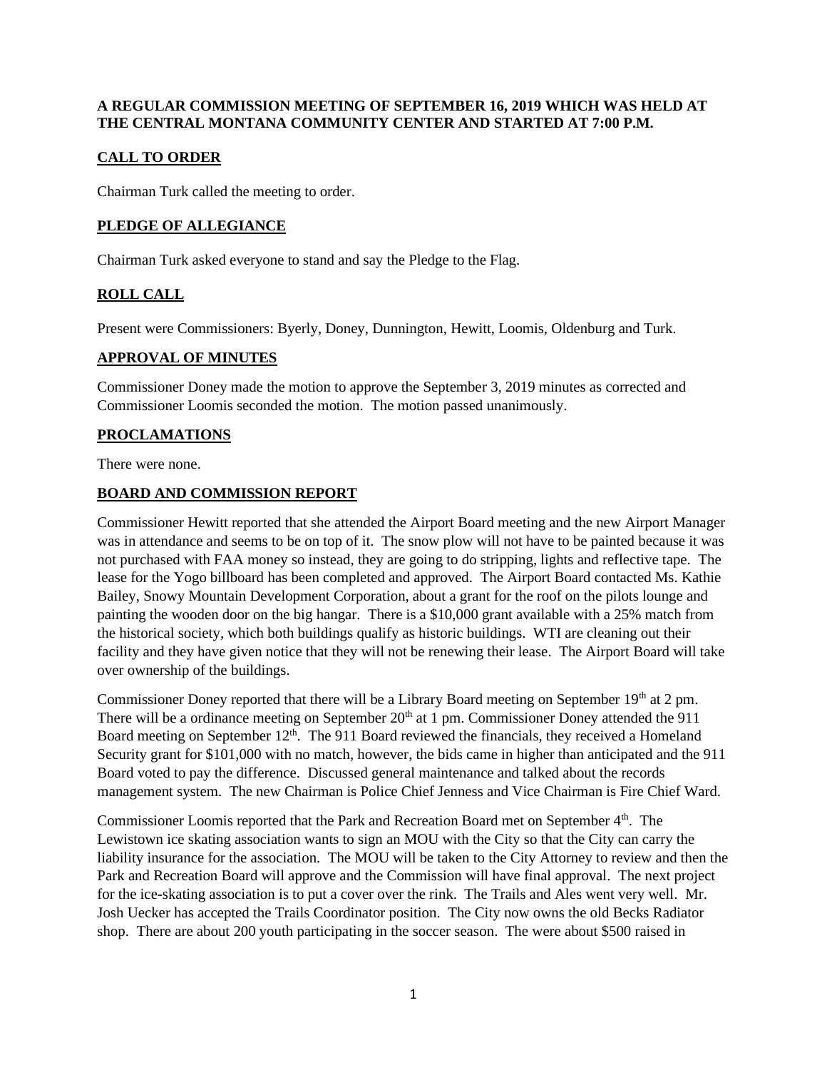**A REGULAR COMMISSION MEETING OF SEPTEMBER 16, 2019 WHICH WAS HELD AT THE CENTRAL MONTANA COMMUNITY CENTER AND STARTED AT 7:00 P.M.**

## CALL TO ORDER

Chairman Turk called the meeting to order.

## PLEDGE OF ALLEGIANCE

Chairman Turk asked everyone to stand and say the Pledge to the Flag.

## ROLL CALL

Present were Commissioners: Byerly, Doney, Dunnington, Hewitt, Loomis, Oldenburg and Turk.

## APPROVAL OF MINUTES

Commissioner Doney made the motion to approve the September 3, 2019 minutes as corrected and Commissioner Loomis seconded the motion. The motion passed unanimously.

## PROCLAMATIONS

There were none.

## BOARD AND COMMISSION REPORT

Commissioner Hewitt reported that she attended the Airport Board meeting and the new Airport Manager was in attendance and seems to be on top of it. The snow plow will not have to be painted because it was not purchased with FAA money so instead, they are going to do stripping, lights and reflective tape. The lease for the Yogo billboard has been completed and approved. The Airport Board contacted Ms. Kathie Bailey, Snowy Mountain Development Corporation, about a grant for the roof on the pilots lounge and painting the wooden door on the big hangar. There is a $10,000 grant available with a 25% match from the historical society, which both buildings qualify as historic buildings. WTI are cleaning out their facility and they have given notice that they will not be renewing their lease. The Airport Board will take over ownership of the buildings.

Commissioner Doney reported that there will be a Library Board meeting on September 19th at 2 pm. There will be a ordinance meeting on September 20th at 1 pm. Commissioner Doney attended the 911 Board meeting on September 12th. The 911 Board reviewed the financials, they received a Homeland Security grant for $101,000 with no match, however, the bids came in higher than anticipated and the 911 Board voted to pay the difference. Discussed general maintenance and talked about the records management system. The new Chairman is Police Chief Jenness and Vice Chairman is Fire Chief Ward.

Commissioner Loomis reported that the Park and Recreation Board met on September 4th. The Lewistown ice skating association wants to sign an MOU with the City so that the City can carry the liability insurance for the association. The MOU will be taken to the City Attorney to review and then the Park and Recreation Board will approve and the Commission will have final approval. The next project for the ice-skating association is to put a cover over the rink. The Trails and Ales went very well. Mr. Josh Uecker has accepted the Trails Coordinator position. The City now owns the old Becks Radiator shop. There are about 200 youth participating in the soccer season. The were about $500 raised in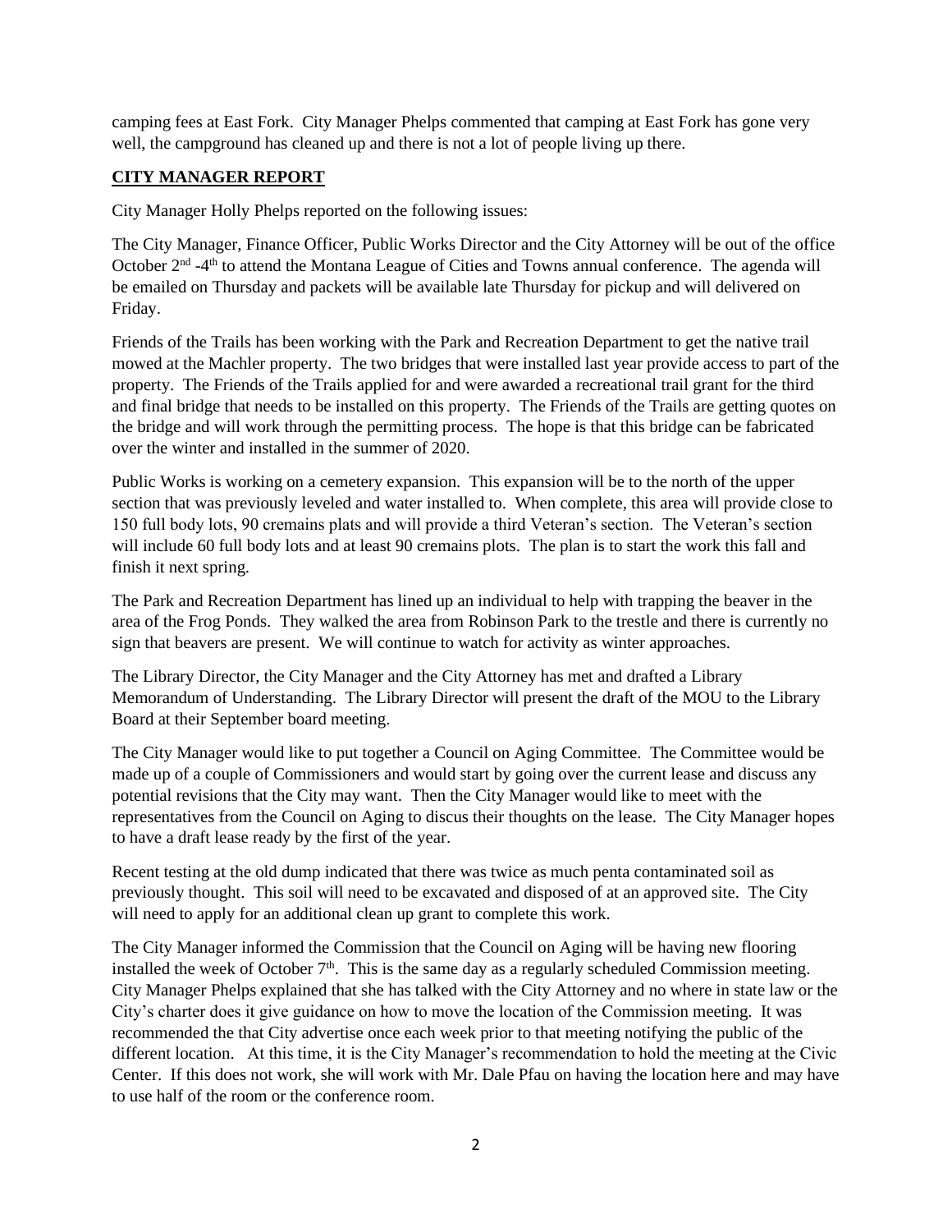camping fees at East Fork. City Manager Phelps commented that camping at East Fork has gone very well, the campground has cleaned up and there is not a lot of people living up there.

**CITY MANAGER REPORT**

City Manager Holly Phelps reported on the following issues:

The City Manager, Finance Officer, Public Works Director and the City Attorney will be out of the office October 2nd -4th to attend the Montana League of Cities and Towns annual conference. The agenda will be emailed on Thursday and packets will be available late Thursday for pickup and will delivered on Friday.

Friends of the Trails has been working with the Park and Recreation Department to get the native trail mowed at the Machler property. The two bridges that were installed last year provide access to part of the property. The Friends of the Trails applied for and were awarded a recreational trail grant for the third and final bridge that needs to be installed on this property. The Friends of the Trails are getting quotes on the bridge and will work through the permitting process. The hope is that this bridge can be fabricated over the winter and installed in the summer of 2020.

Public Works is working on a cemetery expansion. This expansion will be to the north of the upper section that was previously leveled and water installed to. When complete, this area will provide close to 150 full body lots, 90 cremains plats and will provide a third Veteran's section. The Veteran's section will include 60 full body lots and at least 90 cremains plots. The plan is to start the work this fall and finish it next spring.

The Park and Recreation Department has lined up an individual to help with trapping the beaver in the area of the Frog Ponds. They walked the area from Robinson Park to the trestle and there is currently no sign that beavers are present. We will continue to watch for activity as winter approaches.

The Library Director, the City Manager and the City Attorney has met and drafted a Library Memorandum of Understanding. The Library Director will present the draft of the MOU to the Library Board at their September board meeting.

The City Manager would like to put together a Council on Aging Committee. The Committee would be made up of a couple of Commissioners and would start by going over the current lease and discuss any potential revisions that the City may want. Then the City Manager would like to meet with the representatives from the Council on Aging to discus their thoughts on the lease. The City Manager hopes to have a draft lease ready by the first of the year.

Recent testing at the old dump indicated that there was twice as much penta contaminated soil as previously thought. This soil will need to be excavated and disposed of at an approved site. The City will need to apply for an additional clean up grant to complete this work.

The City Manager informed the Commission that the Council on Aging will be having new flooring installed the week of October 7th. This is the same day as a regularly scheduled Commission meeting. City Manager Phelps explained that she has talked with the City Attorney and no where in state law or the City's charter does it give guidance on how to move the location of the Commission meeting. It was recommended the that City advertise once each week prior to that meeting notifying the public of the different location. At this time, it is the City Manager's recommendation to hold the meeting at the Civic Center. If this does not work, she will work with Mr. Dale Pfau on having the location here and may have to use half of the room or the conference room.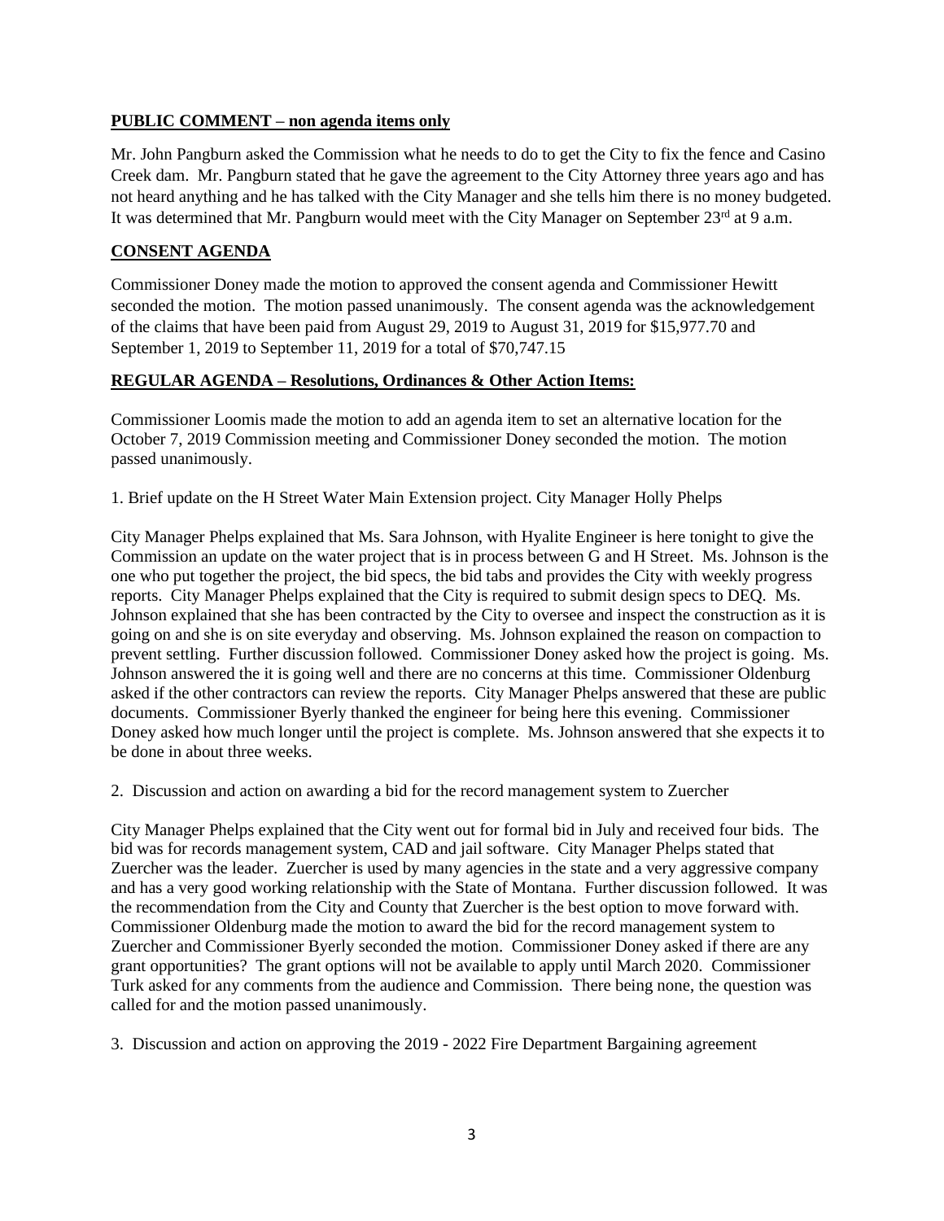**PUBLIC COMMENT – non agenda items only**

Mr. John Pangburn asked the Commission what he needs to do to get the City to fix the fence and Casino Creek dam. Mr. Pangburn stated that he gave the agreement to the City Attorney three years ago and has not heard anything and he has talked with the City Manager and she tells him there is no money budgeted. It was determined that Mr. Pangburn would meet with the City Manager on September 23rd at 9 a.m.

**CONSENT AGENDA**

Commissioner Doney made the motion to approved the consent agenda and Commissioner Hewitt seconded the motion. The motion passed unanimously. The consent agenda was the acknowledgement of the claims that have been paid from August 29, 2019 to August 31, 2019 for $15,977.70 and September 1, 2019 to September 11, 2019 for a total of $70,747.15

**REGULAR AGENDA – Resolutions, Ordinances & Other Action Items:**

Commissioner Loomis made the motion to add an agenda item to set an alternative location for the October 7, 2019 Commission meeting and Commissioner Doney seconded the motion. The motion passed unanimously.

1. Brief update on the H Street Water Main Extension project. City Manager Holly Phelps

City Manager Phelps explained that Ms. Sara Johnson, with Hyalite Engineer is here tonight to give the Commission an update on the water project that is in process between G and H Street. Ms. Johnson is the one who put together the project, the bid specs, the bid tabs and provides the City with weekly progress reports. City Manager Phelps explained that the City is required to submit design specs to DEQ. Ms. Johnson explained that she has been contracted by the City to oversee and inspect the construction as it is going on and she is on site everyday and observing. Ms. Johnson explained the reason on compaction to prevent settling. Further discussion followed. Commissioner Doney asked how the project is going. Ms. Johnson answered the it is going well and there are no concerns at this time. Commissioner Oldenburg asked if the other contractors can review the reports. City Manager Phelps answered that these are public documents. Commissioner Byerly thanked the engineer for being here this evening. Commissioner Doney asked how much longer until the project is complete. Ms. Johnson answered that she expects it to be done in about three weeks.

2. Discussion and action on awarding a bid for the record management system to Zuercher

City Manager Phelps explained that the City went out for formal bid in July and received four bids. The bid was for records management system, CAD and jail software. City Manager Phelps stated that Zuercher was the leader. Zuercher is used by many agencies in the state and a very aggressive company and has a very good working relationship with the State of Montana. Further discussion followed. It was the recommendation from the City and County that Zuercher is the best option to move forward with. Commissioner Oldenburg made the motion to award the bid for the record management system to Zuercher and Commissioner Byerly seconded the motion. Commissioner Doney asked if there are any grant opportunities? The grant options will not be available to apply until March 2020. Commissioner Turk asked for any comments from the audience and Commission. There being none, the question was called for and the motion passed unanimously.

3. Discussion and action on approving the 2019 - 2022 Fire Department Bargaining agreement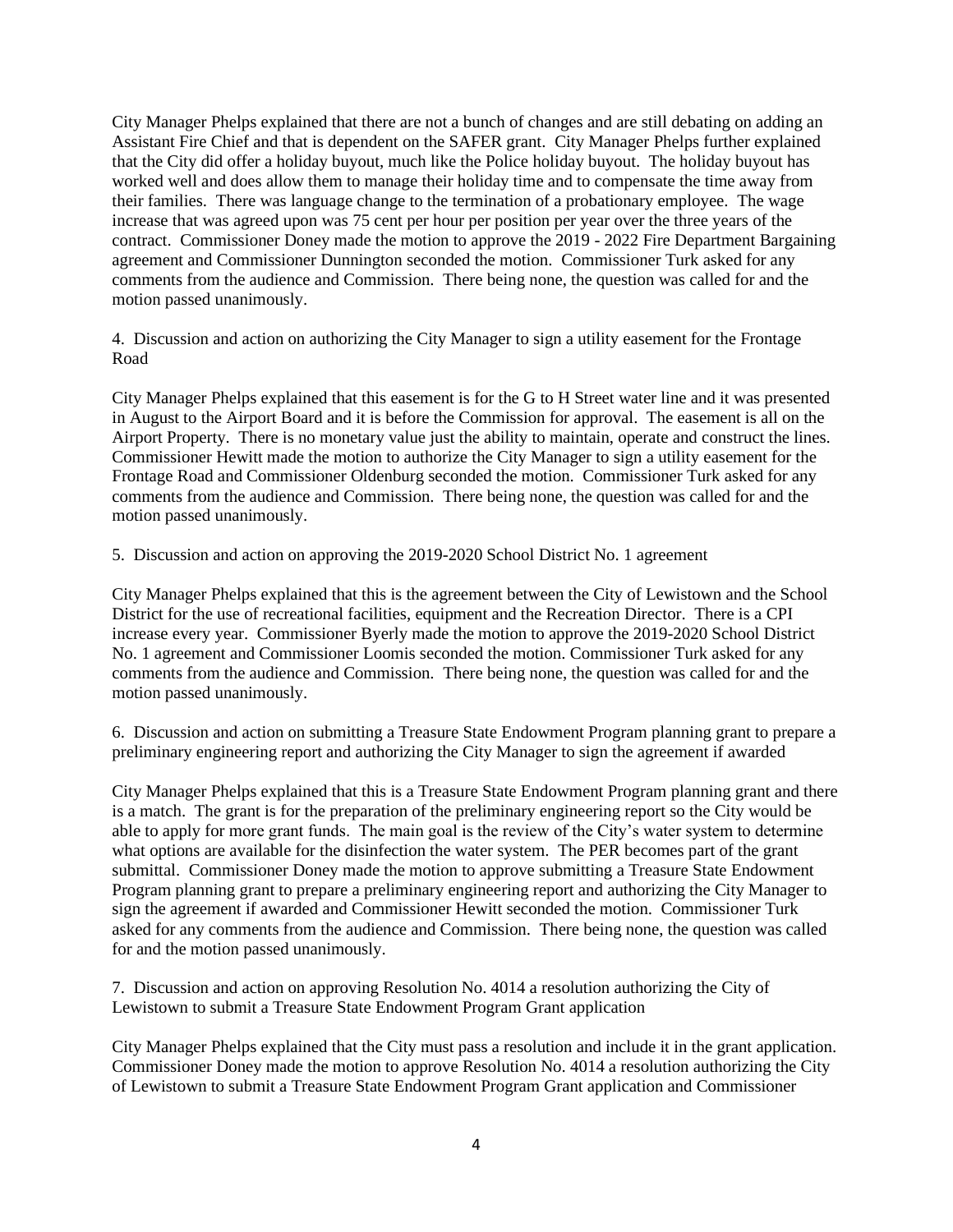City Manager Phelps explained that there are not a bunch of changes and are still debating on adding an Assistant Fire Chief and that is dependent on the SAFER grant. City Manager Phelps further explained that the City did offer a holiday buyout, much like the Police holiday buyout. The holiday buyout has worked well and does allow them to manage their holiday time and to compensate the time away from their families. There was language change to the termination of a probationary employee. The wage increase that was agreed upon was 75 cent per hour per position per year over the three years of the contract. Commissioner Doney made the motion to approve the 2019 - 2022 Fire Department Bargaining agreement and Commissioner Dunnington seconded the motion. Commissioner Turk asked for any comments from the audience and Commission. There being none, the question was called for and the motion passed unanimously.

4. Discussion and action on authorizing the City Manager to sign a utility easement for the Frontage Road

City Manager Phelps explained that this easement is for the G to H Street water line and it was presented in August to the Airport Board and it is before the Commission for approval. The easement is all on the Airport Property. There is no monetary value just the ability to maintain, operate and construct the lines. Commissioner Hewitt made the motion to authorize the City Manager to sign a utility easement for the Frontage Road and Commissioner Oldenburg seconded the motion. Commissioner Turk asked for any comments from the audience and Commission. There being none, the question was called for and the motion passed unanimously.

5. Discussion and action on approving the 2019-2020 School District No. 1 agreement

City Manager Phelps explained that this is the agreement between the City of Lewistown and the School District for the use of recreational facilities, equipment and the Recreation Director. There is a CPI increase every year. Commissioner Byerly made the motion to approve the 2019-2020 School District No. 1 agreement and Commissioner Loomis seconded the motion. Commissioner Turk asked for any comments from the audience and Commission. There being none, the question was called for and the motion passed unanimously.

6. Discussion and action on submitting a Treasure State Endowment Program planning grant to prepare a preliminary engineering report and authorizing the City Manager to sign the agreement if awarded

City Manager Phelps explained that this is a Treasure State Endowment Program planning grant and there is a match. The grant is for the preparation of the preliminary engineering report so the City would be able to apply for more grant funds. The main goal is the review of the City's water system to determine what options are available for the disinfection the water system. The PER becomes part of the grant submittal. Commissioner Doney made the motion to approve submitting a Treasure State Endowment Program planning grant to prepare a preliminary engineering report and authorizing the City Manager to sign the agreement if awarded and Commissioner Hewitt seconded the motion. Commissioner Turk asked for any comments from the audience and Commission. There being none, the question was called for and the motion passed unanimously.

7. Discussion and action on approving Resolution No. 4014 a resolution authorizing the City of Lewistown to submit a Treasure State Endowment Program Grant application

City Manager Phelps explained that the City must pass a resolution and include it in the grant application. Commissioner Doney made the motion to approve Resolution No. 4014 a resolution authorizing the City of Lewistown to submit a Treasure State Endowment Program Grant application and Commissioner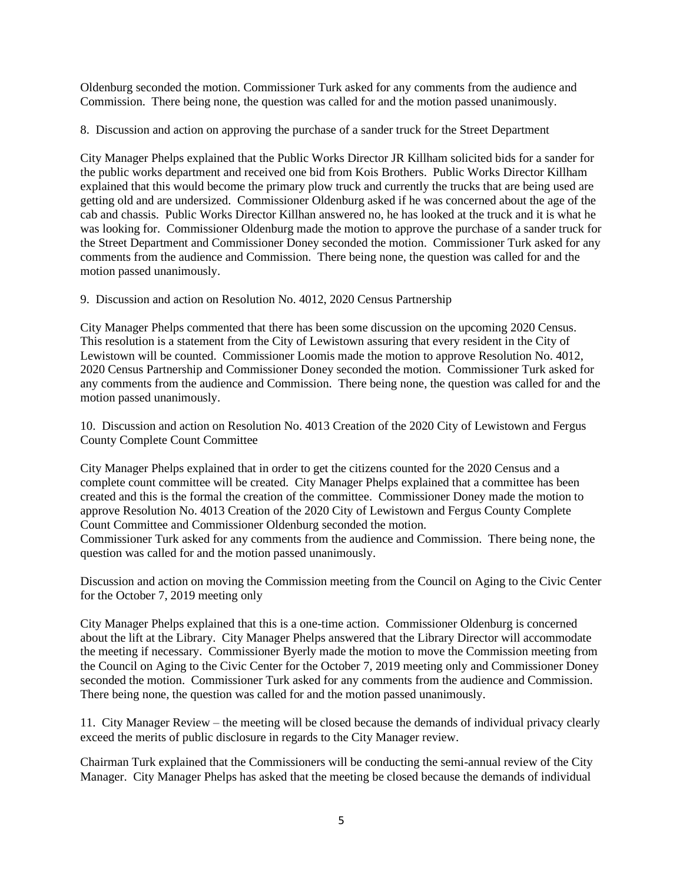Oldenburg seconded the motion. Commissioner Turk asked for any comments from the audience and Commission. There being none, the question was called for and the motion passed unanimously.

8. Discussion and action on approving the purchase of a sander truck for the Street Department

City Manager Phelps explained that the Public Works Director JR Killham solicited bids for a sander for the public works department and received one bid from Kois Brothers. Public Works Director Killham explained that this would become the primary plow truck and currently the trucks that are being used are getting old and are undersized. Commissioner Oldenburg asked if he was concerned about the age of the cab and chassis. Public Works Director Killhan answered no, he has looked at the truck and it is what he was looking for. Commissioner Oldenburg made the motion to approve the purchase of a sander truck for the Street Department and Commissioner Doney seconded the motion. Commissioner Turk asked for any comments from the audience and Commission. There being none, the question was called for and the motion passed unanimously.

9. Discussion and action on Resolution No. 4012, 2020 Census Partnership

City Manager Phelps commented that there has been some discussion on the upcoming 2020 Census. This resolution is a statement from the City of Lewistown assuring that every resident in the City of Lewistown will be counted. Commissioner Loomis made the motion to approve Resolution No. 4012, 2020 Census Partnership and Commissioner Doney seconded the motion. Commissioner Turk asked for any comments from the audience and Commission. There being none, the question was called for and the motion passed unanimously.

10. Discussion and action on Resolution No. 4013 Creation of the 2020 City of Lewistown and Fergus County Complete Count Committee

City Manager Phelps explained that in order to get the citizens counted for the 2020 Census and a complete count committee will be created. City Manager Phelps explained that a committee has been created and this is the formal the creation of the committee. Commissioner Doney made the motion to approve Resolution No. 4013 Creation of the 2020 City of Lewistown and Fergus County Complete Count Committee and Commissioner Oldenburg seconded the motion.
Commissioner Turk asked for any comments from the audience and Commission. There being none, the question was called for and the motion passed unanimously.

Discussion and action on moving the Commission meeting from the Council on Aging to the Civic Center for the October 7, 2019 meeting only

City Manager Phelps explained that this is a one-time action. Commissioner Oldenburg is concerned about the lift at the Library. City Manager Phelps answered that the Library Director will accommodate the meeting if necessary. Commissioner Byerly made the motion to move the Commission meeting from the Council on Aging to the Civic Center for the October 7, 2019 meeting only and Commissioner Doney seconded the motion. Commissioner Turk asked for any comments from the audience and Commission. There being none, the question was called for and the motion passed unanimously.

11. City Manager Review – the meeting will be closed because the demands of individual privacy clearly exceed the merits of public disclosure in regards to the City Manager review.

Chairman Turk explained that the Commissioners will be conducting the semi-annual review of the City Manager. City Manager Phelps has asked that the meeting be closed because the demands of individual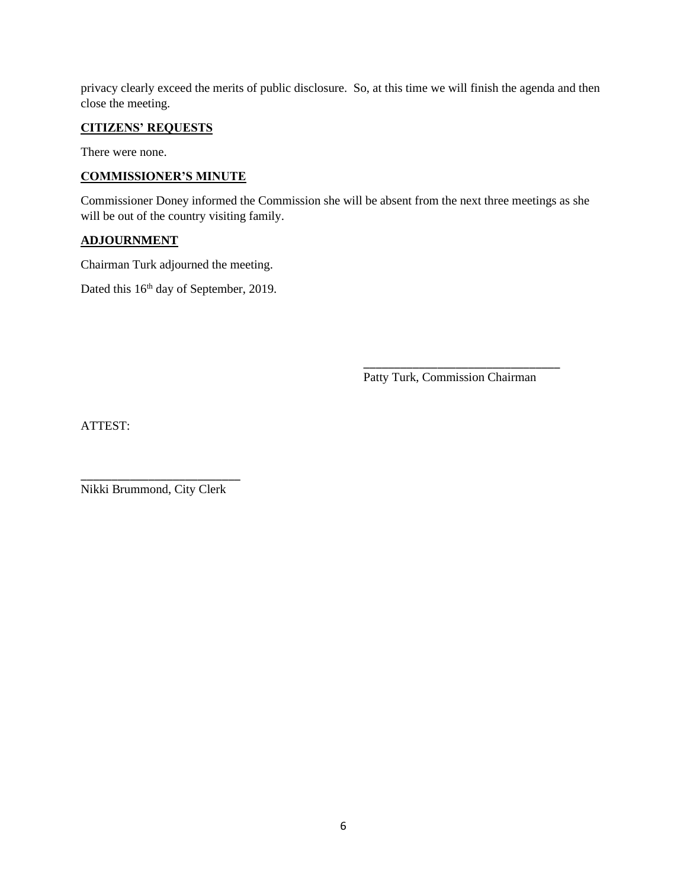privacy clearly exceed the merits of public disclosure. So, at this time we will finish the agenda and then close the meeting.

**CITIZENS' REQUESTS**

There were none.

**COMMISSIONER'S MINUTE**

Commissioner Doney informed the Commission she will be absent from the next three meetings as she will be out of the country visiting family.

**ADJOURNMENT**

Chairman Turk adjourned the meeting.

Dated this 16th day of September, 2019.

\_\_\_\_\_\_\_\_\_\_\_\_\_\_\_\_\_\_\_\_\_\_\_\_\_\_\_\_\_\_\_\_
Patty Turk, Commission Chairman

ATTEST:

\_\_\_\_\_\_\_\_\_\_\_\_\_\_\_\_\_\_\_\_\_\_\_\_\_
Nikki Brummond, City Clerk